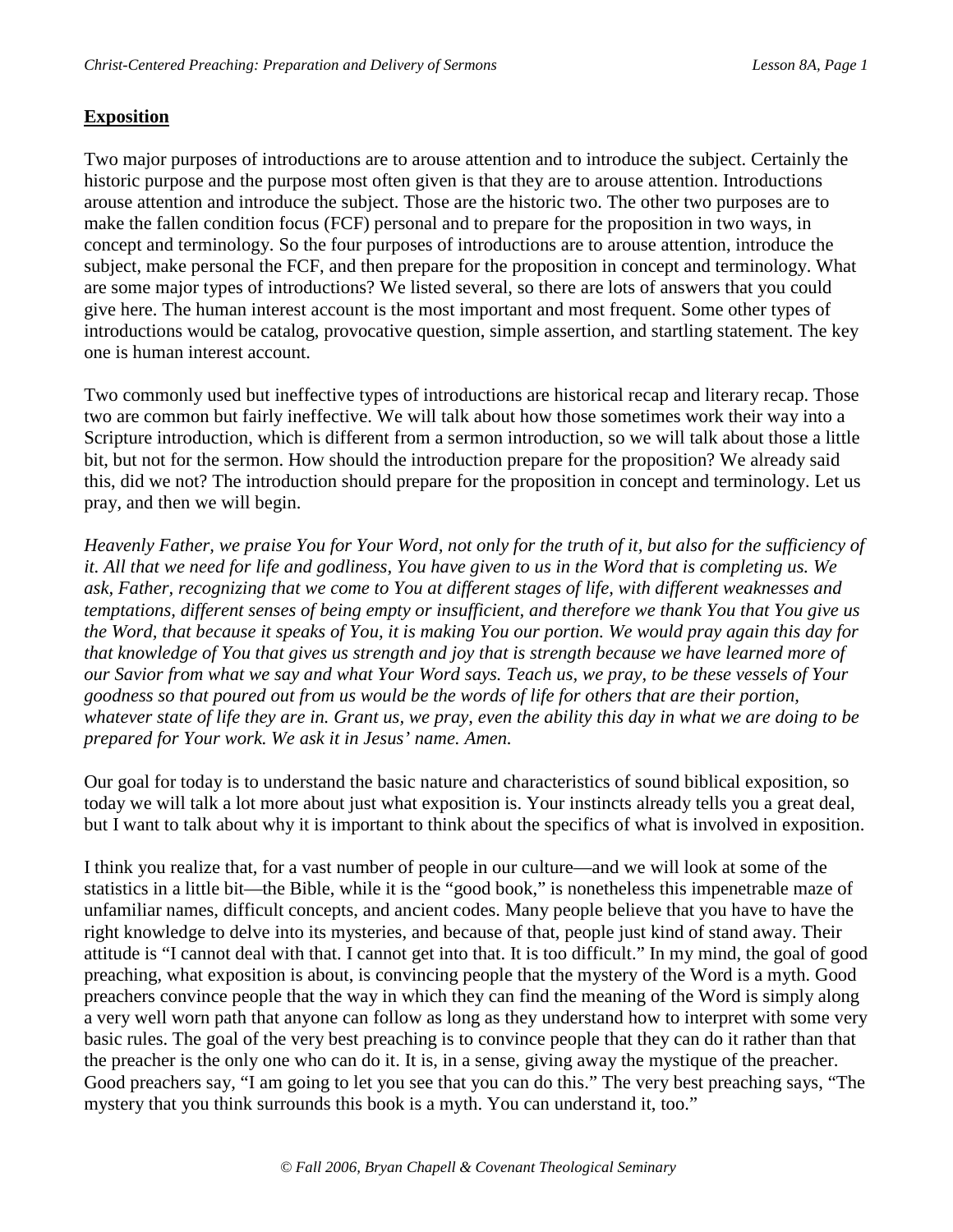**Exposition**

Two major purposes of introductions are to arouse attention and to introduce the subject. Certainly the historic purpose and the purpose most often given is that they are to arouse attention. Introductions arouse attention and introduce the subject. Those are the historic two. The other two purposes are to make the fallen condition focus (FCF) personal and to prepare for the proposition in two ways, in concept and terminology. So the four purposes of introductions are to arouse attention, introduce the subject, make personal the FCF, and then prepare for the proposition in concept and terminology. What are some major types of introductions? We listed several, so there are lots of answers that you could give here. The human interest account is the most important and most frequent. Some other types of introductions would be catalog, provocative question, simple assertion, and startling statement. The key one is human interest account.

Two commonly used but ineffective types of introductions are historical recap and literary recap. Those two are common but fairly ineffective. We will talk about how those sometimes work their way into a Scripture introduction, which is different from a sermon introduction, so we will talk about those a little bit, but not for the sermon. How should the introduction prepare for the proposition? We already said this, did we not? The introduction should prepare for the proposition in concept and terminology. Let us pray, and then we will begin.

*Heavenly Father, we praise You for Your Word, not only for the truth of it, but also for the sufficiency of it. All that we need for life and godliness, You have given to us in the Word that is completing us. We ask, Father, recognizing that we come to You at different stages of life, with different weaknesses and temptations, different senses of being empty or insufficient, and therefore we thank You that You give us the Word, that because it speaks of You, it is making You our portion. We would pray again this day for that knowledge of You that gives us strength and joy that is strength because we have learned more of our Savior from what we say and what Your Word says. Teach us, we pray, to be these vessels of Your goodness so that poured out from us would be the words of life for others that are their portion, whatever state of life they are in. Grant us, we pray, even the ability this day in what we are doing to be prepared for Your work. We ask it in Jesus' name. Amen.*

Our goal for today is to understand the basic nature and characteristics of sound biblical exposition, so today we will talk a lot more about just what exposition is. Your instincts already tells you a great deal, but I want to talk about why it is important to think about the specifics of what is involved in exposition.

I think you realize that, for a vast number of people in our culture—and we will look at some of the statistics in a little bit—the Bible, while it is the "good book," is nonetheless this impenetrable maze of unfamiliar names, difficult concepts, and ancient codes. Many people believe that you have to have the right knowledge to delve into its mysteries, and because of that, people just kind of stand away. Their attitude is "I cannot deal with that. I cannot get into that. It is too difficult." In my mind, the goal of good preaching, what exposition is about, is convincing people that the mystery of the Word is a myth. Good preachers convince people that the way in which they can find the meaning of the Word is simply along a very well worn path that anyone can follow as long as they understand how to interpret with some very basic rules. The goal of the very best preaching is to convince people that they can do it rather than that the preacher is the only one who can do it. It is, in a sense, giving away the mystique of the preacher. Good preachers say, "I am going to let you see that you can do this." The very best preaching says, "The mystery that you think surrounds this book is a myth. You can understand it, too."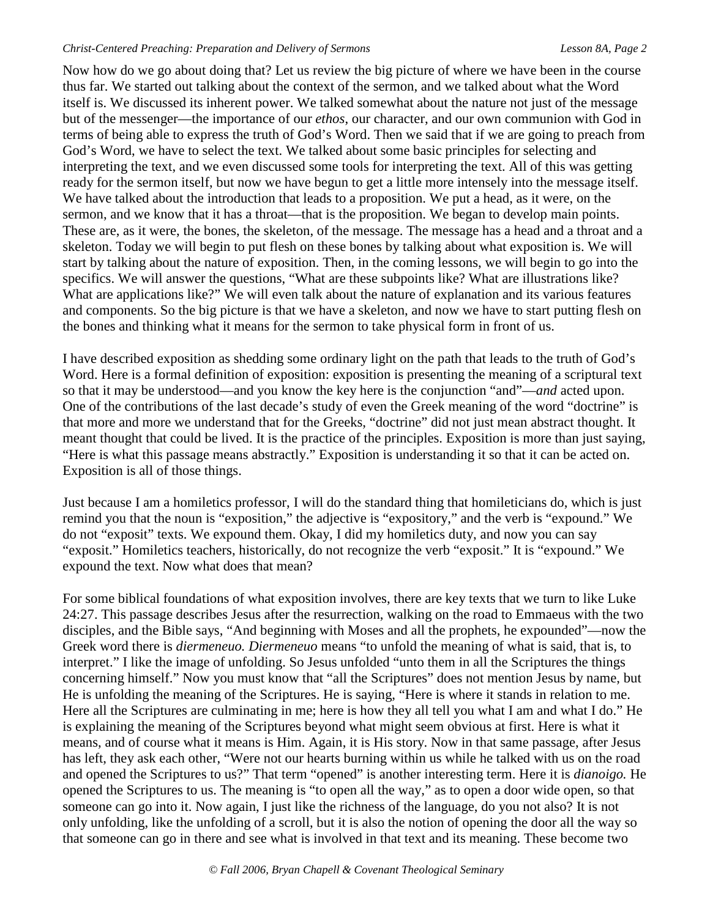Now how do we go about doing that? Let us review the big picture of where we have been in the course thus far. We started out talking about the context of the sermon, and we talked about what the Word itself is. We discussed its inherent power. We talked somewhat about the nature not just of the message but of the messenger—the importance of our *ethos*, our character, and our own communion with God in terms of being able to express the truth of God's Word. Then we said that if we are going to preach from God's Word, we have to select the text. We talked about some basic principles for selecting and interpreting the text, and we even discussed some tools for interpreting the text. All of this was getting ready for the sermon itself, but now we have begun to get a little more intensely into the message itself. We have talked about the introduction that leads to a proposition. We put a head, as it were, on the sermon, and we know that it has a throat—that is the proposition. We began to develop main points. These are, as it were, the bones, the skeleton, of the message. The message has a head and a throat and a skeleton. Today we will begin to put flesh on these bones by talking about what exposition is. We will start by talking about the nature of exposition. Then, in the coming lessons, we will begin to go into the specifics. We will answer the questions, "What are these subpoints like? What are illustrations like? What are applications like?" We will even talk about the nature of explanation and its various features and components. So the big picture is that we have a skeleton, and now we have to start putting flesh on the bones and thinking what it means for the sermon to take physical form in front of us.

I have described exposition as shedding some ordinary light on the path that leads to the truth of God's Word. Here is a formal definition of exposition: exposition is presenting the meaning of a scriptural text so that it may be understood—and you know the key here is the conjunction "and"—*and* acted upon. One of the contributions of the last decade's study of even the Greek meaning of the word "doctrine" is that more and more we understand that for the Greeks, "doctrine" did not just mean abstract thought. It meant thought that could be lived. It is the practice of the principles. Exposition is more than just saying, "Here is what this passage means abstractly." Exposition is understanding it so that it can be acted on. Exposition is all of those things.

Just because I am a homiletics professor, I will do the standard thing that homileticians do, which is just remind you that the noun is "exposition," the adjective is "expository," and the verb is "expound." We do not "exposit" texts. We expound them. Okay, I did my homiletics duty, and now you can say "exposit." Homiletics teachers, historically, do not recognize the verb "exposit." It is "expound." We expound the text. Now what does that mean?

For some biblical foundations of what exposition involves, there are key texts that we turn to like Luke 24:27. This passage describes Jesus after the resurrection, walking on the road to Emmaeus with the two disciples, and the Bible says, "And beginning with Moses and all the prophets, he expounded"—now the Greek word there is *diermeneuo. Diermeneuo* means "to unfold the meaning of what is said, that is, to interpret." I like the image of unfolding. So Jesus unfolded "unto them in all the Scriptures the things concerning himself." Now you must know that "all the Scriptures" does not mention Jesus by name, but He is unfolding the meaning of the Scriptures. He is saying, "Here is where it stands in relation to me. Here all the Scriptures are culminating in me; here is how they all tell you what I am and what I do." He is explaining the meaning of the Scriptures beyond what might seem obvious at first. Here is what it means, and of course what it means is Him. Again, it is His story. Now in that same passage, after Jesus has left, they ask each other, "Were not our hearts burning within us while he talked with us on the road and opened the Scriptures to us?" That term "opened" is another interesting term. Here it is *dianoigo.* He opened the Scriptures to us. The meaning is "to open all the way," as to open a door wide open, so that someone can go into it. Now again, I just like the richness of the language, do you not also? It is not only unfolding, like the unfolding of a scroll, but it is also the notion of opening the door all the way so that someone can go in there and see what is involved in that text and its meaning. These become two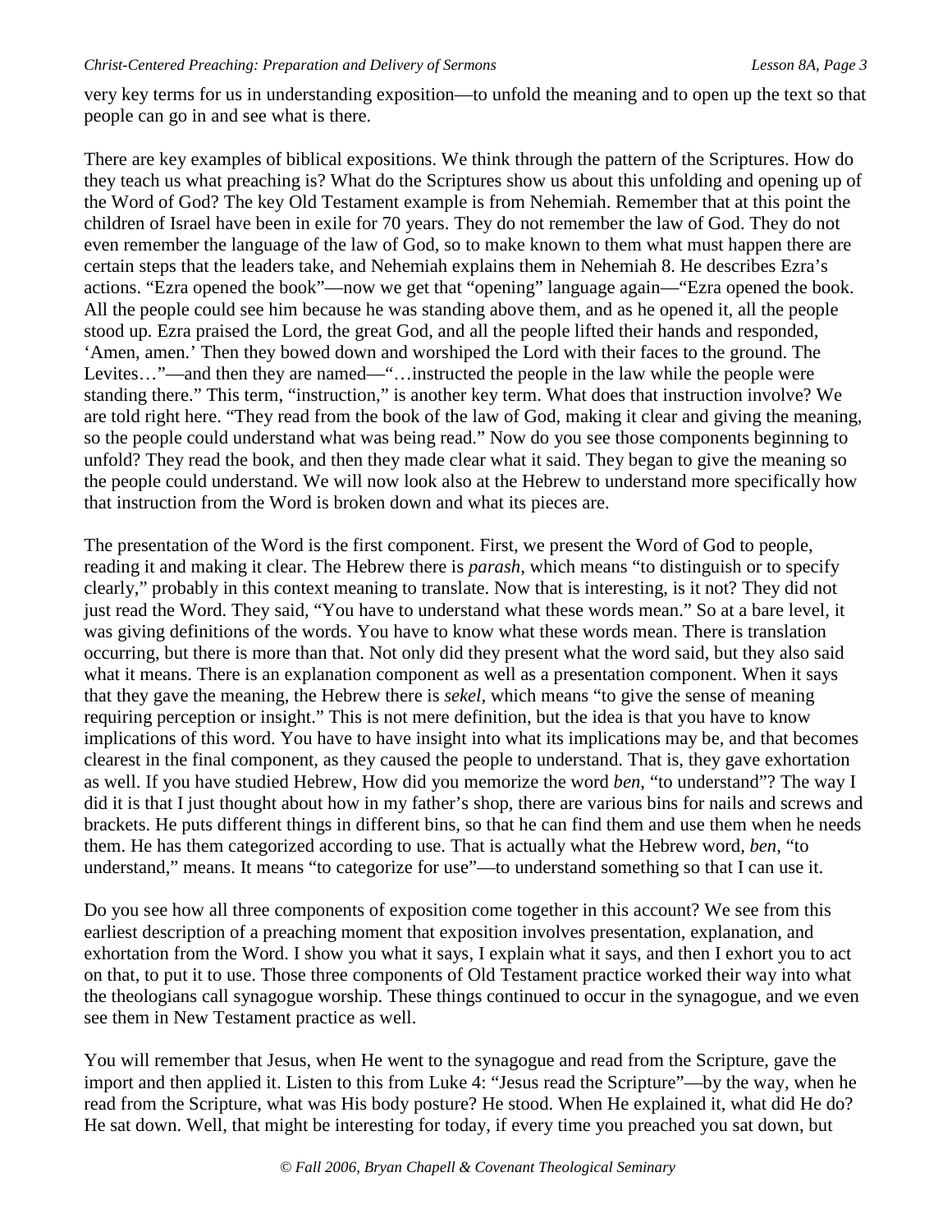very key terms for us in understanding exposition—to unfold the meaning and to open up the text so that people can go in and see what is there.

There are key examples of biblical expositions. We think through the pattern of the Scriptures. How do they teach us what preaching is? What do the Scriptures show us about this unfolding and opening up of the Word of God? The key Old Testament example is from Nehemiah. Remember that at this point the children of Israel have been in exile for 70 years. They do not remember the law of God. They do not even remember the language of the law of God, so to make known to them what must happen there are certain steps that the leaders take, and Nehemiah explains them in Nehemiah 8. He describes Ezra's actions. "Ezra opened the book"—now we get that "opening" language again—"Ezra opened the book. All the people could see him because he was standing above them, and as he opened it, all the people stood up. Ezra praised the Lord, the great God, and all the people lifted their hands and responded, 'Amen, amen.' Then they bowed down and worshiped the Lord with their faces to the ground. The Levites…"—and then they are named—"…instructed the people in the law while the people were standing there." This term, "instruction," is another key term. What does that instruction involve? We are told right here. "They read from the book of the law of God, making it clear and giving the meaning, so the people could understand what was being read." Now do you see those components beginning to unfold? They read the book, and then they made clear what it said. They began to give the meaning so the people could understand. We will now look also at the Hebrew to understand more specifically how that instruction from the Word is broken down and what its pieces are.

The presentation of the Word is the first component. First, we present the Word of God to people, reading it and making it clear. The Hebrew there is *parash*, which means "to distinguish or to specify clearly," probably in this context meaning to translate. Now that is interesting, is it not? They did not just read the Word. They said, "You have to understand what these words mean." So at a bare level, it was giving definitions of the words. You have to know what these words mean. There is translation occurring, but there is more than that. Not only did they present what the word said, but they also said what it means. There is an explanation component as well as a presentation component. When it says that they gave the meaning, the Hebrew there is *sekel*, which means "to give the sense of meaning requiring perception or insight." This is not mere definition, but the idea is that you have to know implications of this word. You have to have insight into what its implications may be, and that becomes clearest in the final component, as they caused the people to understand. That is, they gave exhortation as well. If you have studied Hebrew, How did you memorize the word *ben*, "to understand"? The way I did it is that I just thought about how in my father's shop, there are various bins for nails and screws and brackets. He puts different things in different bins, so that he can find them and use them when he needs them. He has them categorized according to use. That is actually what the Hebrew word, *ben*, "to understand," means. It means "to categorize for use"—to understand something so that I can use it.

Do you see how all three components of exposition come together in this account? We see from this earliest description of a preaching moment that exposition involves presentation, explanation, and exhortation from the Word. I show you what it says, I explain what it says, and then I exhort you to act on that, to put it to use. Those three components of Old Testament practice worked their way into what the theologians call synagogue worship. These things continued to occur in the synagogue, and we even see them in New Testament practice as well.

You will remember that Jesus, when He went to the synagogue and read from the Scripture, gave the import and then applied it. Listen to this from Luke 4: "Jesus read the Scripture"—by the way, when he read from the Scripture, what was His body posture? He stood. When He explained it, what did He do? He sat down. Well, that might be interesting for today, if every time you preached you sat down, but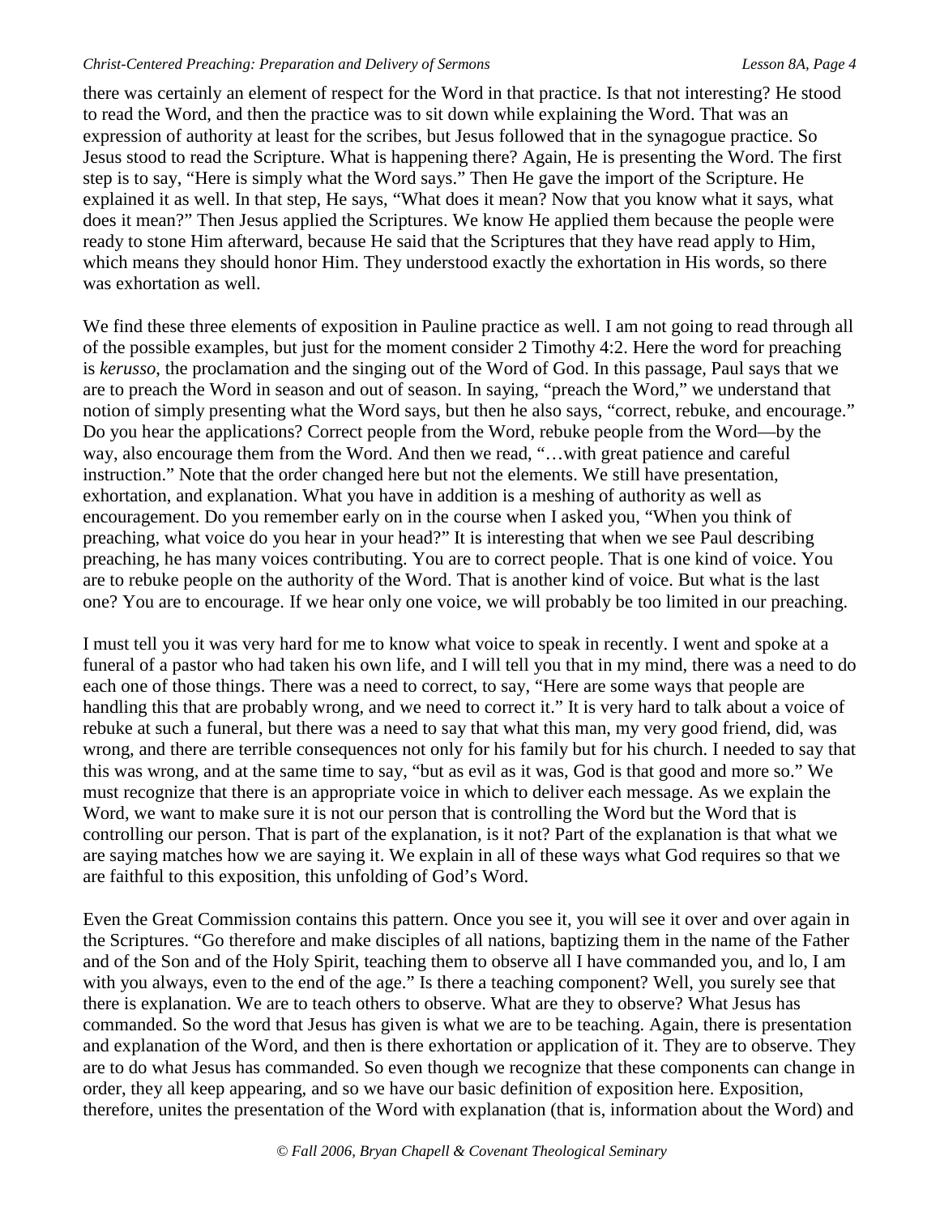there was certainly an element of respect for the Word in that practice. Is that not interesting? He stood to read the Word, and then the practice was to sit down while explaining the Word. That was an expression of authority at least for the scribes, but Jesus followed that in the synagogue practice. So Jesus stood to read the Scripture. What is happening there? Again, He is presenting the Word. The first step is to say, "Here is simply what the Word says." Then He gave the import of the Scripture. He explained it as well. In that step, He says, "What does it mean? Now that you know what it says, what does it mean?" Then Jesus applied the Scriptures. We know He applied them because the people were ready to stone Him afterward, because He said that the Scriptures that they have read apply to Him, which means they should honor Him. They understood exactly the exhortation in His words, so there was exhortation as well.

We find these three elements of exposition in Pauline practice as well. I am not going to read through all of the possible examples, but just for the moment consider 2 Timothy 4:2. Here the word for preaching is *kerusso*, the proclamation and the singing out of the Word of God. In this passage, Paul says that we are to preach the Word in season and out of season. In saying, "preach the Word," we understand that notion of simply presenting what the Word says, but then he also says, "correct, rebuke, and encourage." Do you hear the applications? Correct people from the Word, rebuke people from the Word—by the way, also encourage them from the Word. And then we read, "…with great patience and careful instruction." Note that the order changed here but not the elements. We still have presentation, exhortation, and explanation. What you have in addition is a meshing of authority as well as encouragement. Do you remember early on in the course when I asked you, "When you think of preaching, what voice do you hear in your head?" It is interesting that when we see Paul describing preaching, he has many voices contributing. You are to correct people. That is one kind of voice. You are to rebuke people on the authority of the Word. That is another kind of voice. But what is the last one? You are to encourage. If we hear only one voice, we will probably be too limited in our preaching.

I must tell you it was very hard for me to know what voice to speak in recently. I went and spoke at a funeral of a pastor who had taken his own life, and I will tell you that in my mind, there was a need to do each one of those things. There was a need to correct, to say, "Here are some ways that people are handling this that are probably wrong, and we need to correct it." It is very hard to talk about a voice of rebuke at such a funeral, but there was a need to say that what this man, my very good friend, did, was wrong, and there are terrible consequences not only for his family but for his church. I needed to say that this was wrong, and at the same time to say, "but as evil as it was, God is that good and more so." We must recognize that there is an appropriate voice in which to deliver each message. As we explain the Word, we want to make sure it is not our person that is controlling the Word but the Word that is controlling our person. That is part of the explanation, is it not? Part of the explanation is that what we are saying matches how we are saying it. We explain in all of these ways what God requires so that we are faithful to this exposition, this unfolding of God's Word.

Even the Great Commission contains this pattern. Once you see it, you will see it over and over again in the Scriptures. "Go therefore and make disciples of all nations, baptizing them in the name of the Father and of the Son and of the Holy Spirit, teaching them to observe all I have commanded you, and lo, I am with you always, even to the end of the age." Is there a teaching component? Well, you surely see that there is explanation. We are to teach others to observe. What are they to observe? What Jesus has commanded. So the word that Jesus has given is what we are to be teaching. Again, there is presentation and explanation of the Word, and then is there exhortation or application of it. They are to observe. They are to do what Jesus has commanded. So even though we recognize that these components can change in order, they all keep appearing, and so we have our basic definition of exposition here. Exposition, therefore, unites the presentation of the Word with explanation (that is, information about the Word) and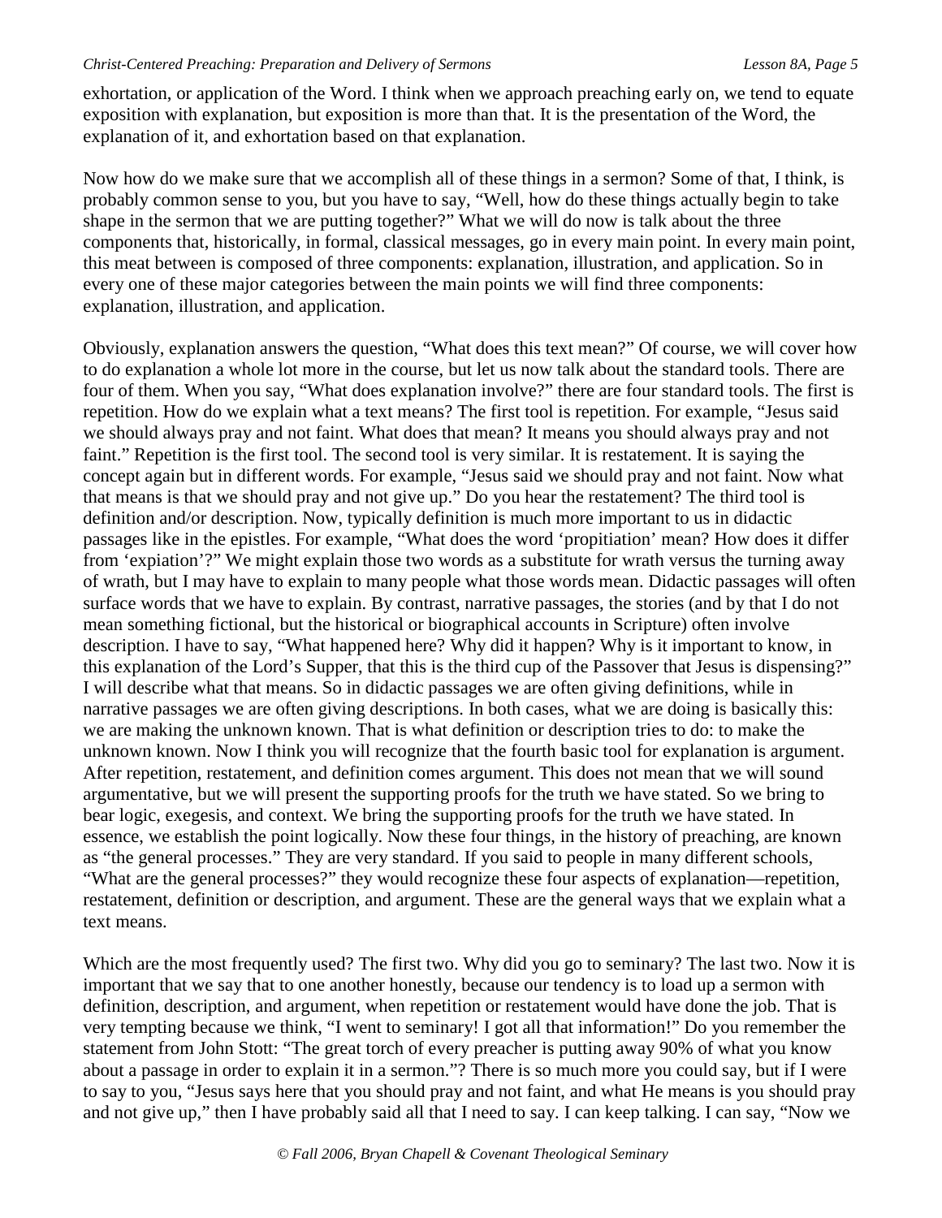exhortation, or application of the Word. I think when we approach preaching early on, we tend to equate exposition with explanation, but exposition is more than that. It is the presentation of the Word, the explanation of it, and exhortation based on that explanation.

Now how do we make sure that we accomplish all of these things in a sermon? Some of that, I think, is probably common sense to you, but you have to say, "Well, how do these things actually begin to take shape in the sermon that we are putting together?" What we will do now is talk about the three components that, historically, in formal, classical messages, go in every main point. In every main point, this meat between is composed of three components: explanation, illustration, and application. So in every one of these major categories between the main points we will find three components: explanation, illustration, and application.

Obviously, explanation answers the question, "What does this text mean?" Of course, we will cover how to do explanation a whole lot more in the course, but let us now talk about the standard tools. There are four of them. When you say, "What does explanation involve?" there are four standard tools. The first is repetition. How do we explain what a text means? The first tool is repetition. For example, "Jesus said we should always pray and not faint. What does that mean? It means you should always pray and not faint." Repetition is the first tool. The second tool is very similar. It is restatement. It is saying the concept again but in different words. For example, "Jesus said we should pray and not faint. Now what that means is that we should pray and not give up." Do you hear the restatement? The third tool is definition and/or description. Now, typically definition is much more important to us in didactic passages like in the epistles. For example, "What does the word 'propitiation' mean? How does it differ from 'expiation'?" We might explain those two words as a substitute for wrath versus the turning away of wrath, but I may have to explain to many people what those words mean. Didactic passages will often surface words that we have to explain. By contrast, narrative passages, the stories (and by that I do not mean something fictional, but the historical or biographical accounts in Scripture) often involve description. I have to say, "What happened here? Why did it happen? Why is it important to know, in this explanation of the Lord's Supper, that this is the third cup of the Passover that Jesus is dispensing?" I will describe what that means. So in didactic passages we are often giving definitions, while in narrative passages we are often giving descriptions. In both cases, what we are doing is basically this: we are making the unknown known. That is what definition or description tries to do: to make the unknown known. Now I think you will recognize that the fourth basic tool for explanation is argument. After repetition, restatement, and definition comes argument. This does not mean that we will sound argumentative, but we will present the supporting proofs for the truth we have stated. So we bring to bear logic, exegesis, and context. We bring the supporting proofs for the truth we have stated. In essence, we establish the point logically. Now these four things, in the history of preaching, are known as "the general processes." They are very standard. If you said to people in many different schools, "What are the general processes?" they would recognize these four aspects of explanation—repetition, restatement, definition or description, and argument. These are the general ways that we explain what a text means.

Which are the most frequently used? The first two. Why did you go to seminary? The last two. Now it is important that we say that to one another honestly, because our tendency is to load up a sermon with definition, description, and argument, when repetition or restatement would have done the job. That is very tempting because we think, "I went to seminary! I got all that information!" Do you remember the statement from John Stott: "The great torch of every preacher is putting away 90% of what you know about a passage in order to explain it in a sermon."? There is so much more you could say, but if I were to say to you, "Jesus says here that you should pray and not faint, and what He means is you should pray and not give up," then I have probably said all that I need to say. I can keep talking. I can say, "Now we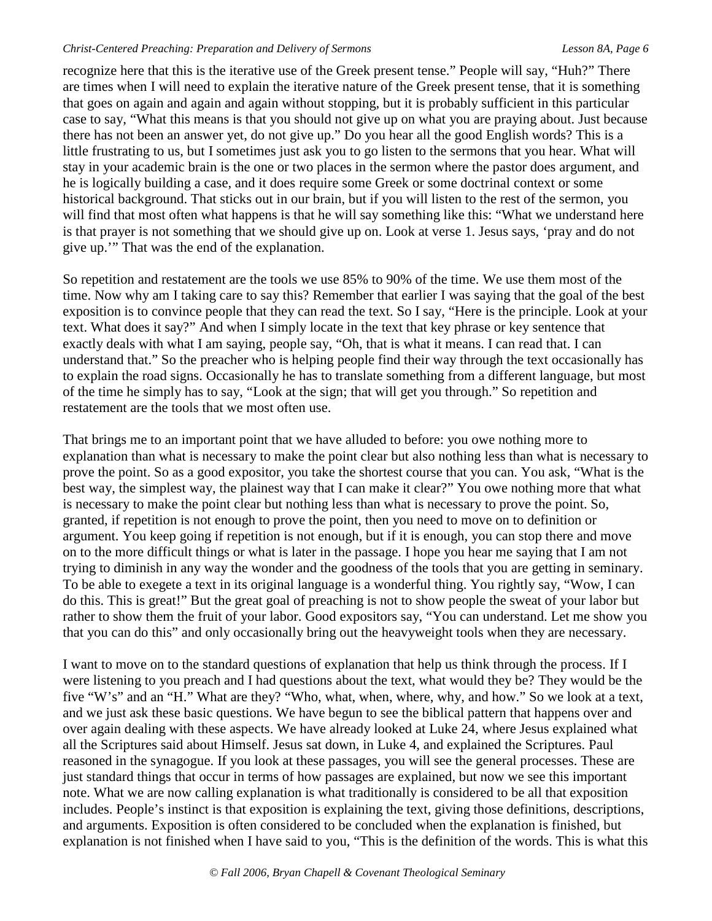recognize here that this is the iterative use of the Greek present tense." People will say, "Huh?" There are times when I will need to explain the iterative nature of the Greek present tense, that it is something that goes on again and again and again without stopping, but it is probably sufficient in this particular case to say, "What this means is that you should not give up on what you are praying about. Just because there has not been an answer yet, do not give up." Do you hear all the good English words? This is a little frustrating to us, but I sometimes just ask you to go listen to the sermons that you hear. What will stay in your academic brain is the one or two places in the sermon where the pastor does argument, and he is logically building a case, and it does require some Greek or some doctrinal context or some historical background. That sticks out in our brain, but if you will listen to the rest of the sermon, you will find that most often what happens is that he will say something like this: "What we understand here is that prayer is not something that we should give up on. Look at verse 1. Jesus says, 'pray and do not give up.'" That was the end of the explanation.

So repetition and restatement are the tools we use 85% to 90% of the time. We use them most of the time. Now why am I taking care to say this? Remember that earlier I was saying that the goal of the best exposition is to convince people that they can read the text. So I say, "Here is the principle. Look at your text. What does it say?" And when I simply locate in the text that key phrase or key sentence that exactly deals with what I am saying, people say, "Oh, that is what it means. I can read that. I can understand that." So the preacher who is helping people find their way through the text occasionally has to explain the road signs. Occasionally he has to translate something from a different language, but most of the time he simply has to say, "Look at the sign; that will get you through." So repetition and restatement are the tools that we most often use.

That brings me to an important point that we have alluded to before: you owe nothing more to explanation than what is necessary to make the point clear but also nothing less than what is necessary to prove the point. So as a good expositor, you take the shortest course that you can. You ask, "What is the best way, the simplest way, the plainest way that I can make it clear?" You owe nothing more that what is necessary to make the point clear but nothing less than what is necessary to prove the point. So, granted, if repetition is not enough to prove the point, then you need to move on to definition or argument. You keep going if repetition is not enough, but if it is enough, you can stop there and move on to the more difficult things or what is later in the passage. I hope you hear me saying that I am not trying to diminish in any way the wonder and the goodness of the tools that you are getting in seminary. To be able to exegete a text in its original language is a wonderful thing. You rightly say, "Wow, I can do this. This is great!" But the great goal of preaching is not to show people the sweat of your labor but rather to show them the fruit of your labor. Good expositors say, "You can understand. Let me show you that you can do this" and only occasionally bring out the heavyweight tools when they are necessary.

I want to move on to the standard questions of explanation that help us think through the process. If I were listening to you preach and I had questions about the text, what would they be? They would be the five "W's" and an "H." What are they? "Who, what, when, where, why, and how." So we look at a text, and we just ask these basic questions. We have begun to see the biblical pattern that happens over and over again dealing with these aspects. We have already looked at Luke 24, where Jesus explained what all the Scriptures said about Himself. Jesus sat down, in Luke 4, and explained the Scriptures. Paul reasoned in the synagogue. If you look at these passages, you will see the general processes. These are just standard things that occur in terms of how passages are explained, but now we see this important note. What we are now calling explanation is what traditionally is considered to be all that exposition includes. People's instinct is that exposition is explaining the text, giving those definitions, descriptions, and arguments. Exposition is often considered to be concluded when the explanation is finished, but explanation is not finished when I have said to you, "This is the definition of the words. This is what this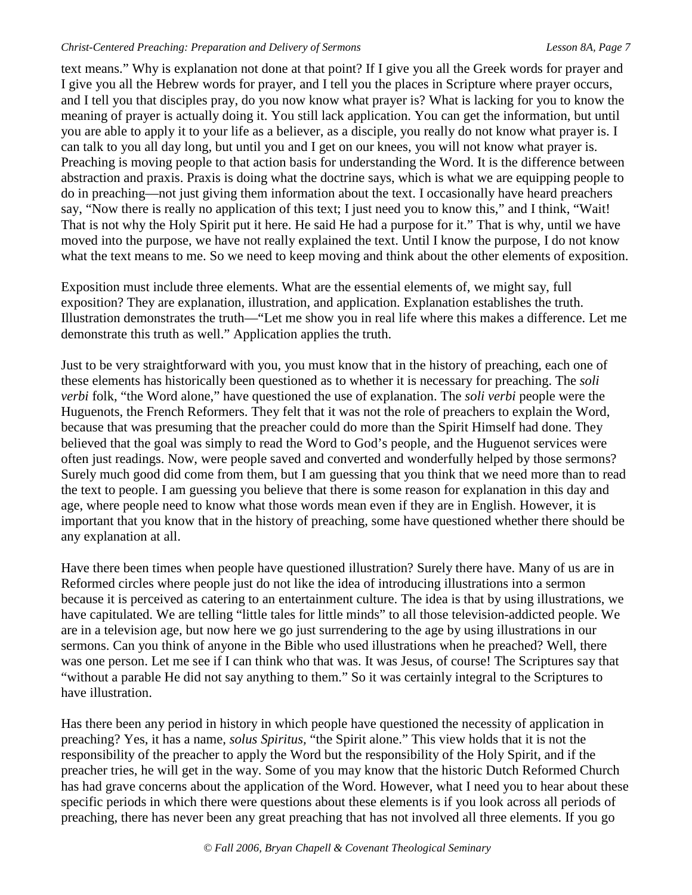text means." Why is explanation not done at that point? If I give you all the Greek words for prayer and I give you all the Hebrew words for prayer, and I tell you the places in Scripture where prayer occurs, and I tell you that disciples pray, do you now know what prayer is? What is lacking for you to know the meaning of prayer is actually doing it. You still lack application. You can get the information, but until you are able to apply it to your life as a believer, as a disciple, you really do not know what prayer is. I can talk to you all day long, but until you and I get on our knees, you will not know what prayer is. Preaching is moving people to that action basis for understanding the Word. It is the difference between abstraction and praxis. Praxis is doing what the doctrine says, which is what we are equipping people to do in preaching—not just giving them information about the text. I occasionally have heard preachers say, "Now there is really no application of this text; I just need you to know this," and I think, "Wait! That is not why the Holy Spirit put it here. He said He had a purpose for it." That is why, until we have moved into the purpose, we have not really explained the text. Until I know the purpose, I do not know what the text means to me. So we need to keep moving and think about the other elements of exposition.

Exposition must include three elements. What are the essential elements of, we might say, full exposition? They are explanation, illustration, and application. Explanation establishes the truth. Illustration demonstrates the truth—"Let me show you in real life where this makes a difference. Let me demonstrate this truth as well." Application applies the truth.

Just to be very straightforward with you, you must know that in the history of preaching, each one of these elements has historically been questioned as to whether it is necessary for preaching. The *soli verbi* folk, "the Word alone," have questioned the use of explanation. The *soli verbi* people were the Huguenots, the French Reformers. They felt that it was not the role of preachers to explain the Word, because that was presuming that the preacher could do more than the Spirit Himself had done. They believed that the goal was simply to read the Word to God's people, and the Huguenot services were often just readings. Now, were people saved and converted and wonderfully helped by those sermons? Surely much good did come from them, but I am guessing that you think that we need more than to read the text to people. I am guessing you believe that there is some reason for explanation in this day and age, where people need to know what those words mean even if they are in English. However, it is important that you know that in the history of preaching, some have questioned whether there should be any explanation at all.

Have there been times when people have questioned illustration? Surely there have. Many of us are in Reformed circles where people just do not like the idea of introducing illustrations into a sermon because it is perceived as catering to an entertainment culture. The idea is that by using illustrations, we have capitulated. We are telling "little tales for little minds" to all those television-addicted people. We are in a television age, but now here we go just surrendering to the age by using illustrations in our sermons. Can you think of anyone in the Bible who used illustrations when he preached? Well, there was one person. Let me see if I can think who that was. It was Jesus, of course! The Scriptures say that "without a parable He did not say anything to them." So it was certainly integral to the Scriptures to have illustration.

Has there been any period in history in which people have questioned the necessity of application in preaching? Yes, it has a name, *solus Spiritus*, "the Spirit alone." This view holds that it is not the responsibility of the preacher to apply the Word but the responsibility of the Holy Spirit, and if the preacher tries, he will get in the way. Some of you may know that the historic Dutch Reformed Church has had grave concerns about the application of the Word. However, what I need you to hear about these specific periods in which there were questions about these elements is if you look across all periods of preaching, there has never been any great preaching that has not involved all three elements. If you go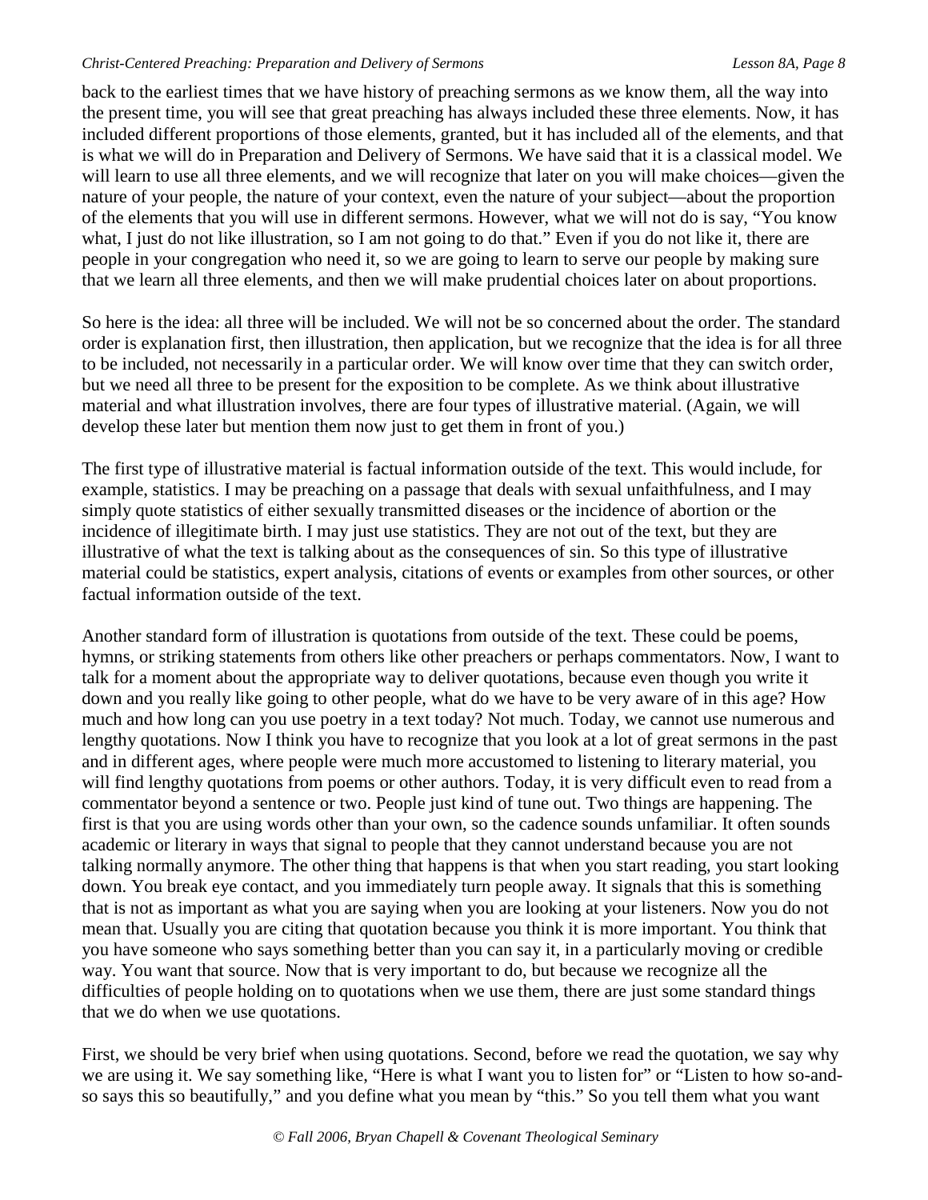back to the earliest times that we have history of preaching sermons as we know them, all the way into the present time, you will see that great preaching has always included these three elements. Now, it has included different proportions of those elements, granted, but it has included all of the elements, and that is what we will do in Preparation and Delivery of Sermons. We have said that it is a classical model. We will learn to use all three elements, and we will recognize that later on you will make choices—given the nature of your people, the nature of your context, even the nature of your subject—about the proportion of the elements that you will use in different sermons. However, what we will not do is say, "You know what, I just do not like illustration, so I am not going to do that." Even if you do not like it, there are people in your congregation who need it, so we are going to learn to serve our people by making sure that we learn all three elements, and then we will make prudential choices later on about proportions.

So here is the idea: all three will be included. We will not be so concerned about the order. The standard order is explanation first, then illustration, then application, but we recognize that the idea is for all three to be included, not necessarily in a particular order. We will know over time that they can switch order, but we need all three to be present for the exposition to be complete. As we think about illustrative material and what illustration involves, there are four types of illustrative material. (Again, we will develop these later but mention them now just to get them in front of you.)

The first type of illustrative material is factual information outside of the text. This would include, for example, statistics. I may be preaching on a passage that deals with sexual unfaithfulness, and I may simply quote statistics of either sexually transmitted diseases or the incidence of abortion or the incidence of illegitimate birth. I may just use statistics. They are not out of the text, but they are illustrative of what the text is talking about as the consequences of sin. So this type of illustrative material could be statistics, expert analysis, citations of events or examples from other sources, or other factual information outside of the text.

Another standard form of illustration is quotations from outside of the text. These could be poems, hymns, or striking statements from others like other preachers or perhaps commentators. Now, I want to talk for a moment about the appropriate way to deliver quotations, because even though you write it down and you really like going to other people, what do we have to be very aware of in this age? How much and how long can you use poetry in a text today? Not much. Today, we cannot use numerous and lengthy quotations. Now I think you have to recognize that you look at a lot of great sermons in the past and in different ages, where people were much more accustomed to listening to literary material, you will find lengthy quotations from poems or other authors. Today, it is very difficult even to read from a commentator beyond a sentence or two. People just kind of tune out. Two things are happening. The first is that you are using words other than your own, so the cadence sounds unfamiliar. It often sounds academic or literary in ways that signal to people that they cannot understand because you are not talking normally anymore. The other thing that happens is that when you start reading, you start looking down. You break eye contact, and you immediately turn people away. It signals that this is something that is not as important as what you are saying when you are looking at your listeners. Now you do not mean that. Usually you are citing that quotation because you think it is more important. You think that you have someone who says something better than you can say it, in a particularly moving or credible way. You want that source. Now that is very important to do, but because we recognize all the difficulties of people holding on to quotations when we use them, there are just some standard things that we do when we use quotations.

First, we should be very brief when using quotations. Second, before we read the quotation, we say why we are using it. We say something like, "Here is what I want you to listen for" or "Listen to how so-and-so says this so beautifully," and you define what you mean by "this." So you tell them what you want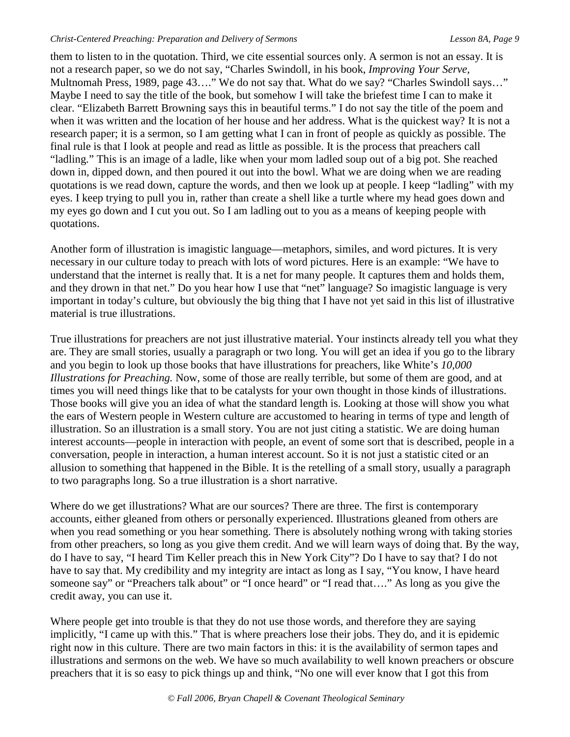them to listen to in the quotation. Third, we cite essential sources only. A sermon is not an essay. It is not a research paper, so we do not say, "Charles Swindoll, in his book, *Improving Your Serve*, Multnomah Press, 1989, page 43…." We do not say that. What do we say? "Charles Swindoll says…" Maybe I need to say the title of the book, but somehow I will take the briefest time I can to make it clear. "Elizabeth Barrett Browning says this in beautiful terms." I do not say the title of the poem and when it was written and the location of her house and her address. What is the quickest way? It is not a research paper; it is a sermon, so I am getting what I can in front of people as quickly as possible. The final rule is that I look at people and read as little as possible. It is the process that preachers call "ladling." This is an image of a ladle, like when your mom ladled soup out of a big pot. She reached down in, dipped down, and then poured it out into the bowl. What we are doing when we are reading quotations is we read down, capture the words, and then we look up at people. I keep "ladling" with my eyes. I keep trying to pull you in, rather than create a shell like a turtle where my head goes down and my eyes go down and I cut you out. So I am ladling out to you as a means of keeping people with quotations.

Another form of illustration is imagistic language—metaphors, similes, and word pictures. It is very necessary in our culture today to preach with lots of word pictures. Here is an example: "We have to understand that the internet is really that. It is a net for many people. It captures them and holds them, and they drown in that net." Do you hear how I use that "net" language? So imagistic language is very important in today's culture, but obviously the big thing that I have not yet said in this list of illustrative material is true illustrations.

True illustrations for preachers are not just illustrative material. Your instincts already tell you what they are. They are small stories, usually a paragraph or two long. You will get an idea if you go to the library and you begin to look up those books that have illustrations for preachers, like White's *10,000 Illustrations for Preaching.* Now, some of those are really terrible, but some of them are good, and at times you will need things like that to be catalysts for your own thought in those kinds of illustrations. Those books will give you an idea of what the standard length is. Looking at those will show you what the ears of Western people in Western culture are accustomed to hearing in terms of type and length of illustration. So an illustration is a small story. You are not just citing a statistic. We are doing human interest accounts—people in interaction with people, an event of some sort that is described, people in a conversation, people in interaction, a human interest account. So it is not just a statistic cited or an allusion to something that happened in the Bible. It is the retelling of a small story, usually a paragraph to two paragraphs long. So a true illustration is a short narrative.

Where do we get illustrations? What are our sources? There are three. The first is contemporary accounts, either gleaned from others or personally experienced. Illustrations gleaned from others are when you read something or you hear something. There is absolutely nothing wrong with taking stories from other preachers, so long as you give them credit. And we will learn ways of doing that. By the way, do I have to say, "I heard Tim Keller preach this in New York City"? Do I have to say that? I do not have to say that. My credibility and my integrity are intact as long as I say, "You know, I have heard someone say" or "Preachers talk about" or "I once heard" or "I read that…." As long as you give the credit away, you can use it.

Where people get into trouble is that they do not use those words, and therefore they are saying implicitly, "I came up with this." That is where preachers lose their jobs. They do, and it is epidemic right now in this culture. There are two main factors in this: it is the availability of sermon tapes and illustrations and sermons on the web. We have so much availability to well known preachers or obscure preachers that it is so easy to pick things up and think, "No one will ever know that I got this from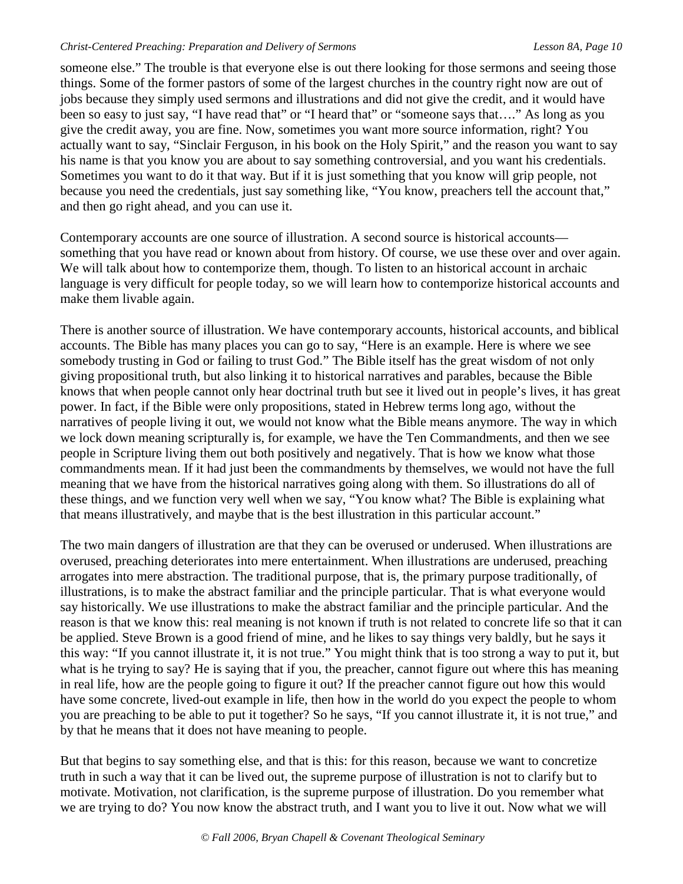someone else." The trouble is that everyone else is out there looking for those sermons and seeing those things. Some of the former pastors of some of the largest churches in the country right now are out of jobs because they simply used sermons and illustrations and did not give the credit, and it would have been so easy to just say, "I have read that" or "I heard that" or "someone says that…." As long as you give the credit away, you are fine. Now, sometimes you want more source information, right? You actually want to say, "Sinclair Ferguson, in his book on the Holy Spirit," and the reason you want to say his name is that you know you are about to say something controversial, and you want his credentials. Sometimes you want to do it that way. But if it is just something that you know will grip people, not because you need the credentials, just say something like, "You know, preachers tell the account that," and then go right ahead, and you can use it.

Contemporary accounts are one source of illustration. A second source is historical accounts—something that you have read or known about from history. Of course, we use these over and over again. We will talk about how to contemporize them, though. To listen to an historical account in archaic language is very difficult for people today, so we will learn how to contemporize historical accounts and make them livable again.

There is another source of illustration. We have contemporary accounts, historical accounts, and biblical accounts. The Bible has many places you can go to say, "Here is an example. Here is where we see somebody trusting in God or failing to trust God." The Bible itself has the great wisdom of not only giving propositional truth, but also linking it to historical narratives and parables, because the Bible knows that when people cannot only hear doctrinal truth but see it lived out in people's lives, it has great power. In fact, if the Bible were only propositions, stated in Hebrew terms long ago, without the narratives of people living it out, we would not know what the Bible means anymore. The way in which we lock down meaning scripturally is, for example, we have the Ten Commandments, and then we see people in Scripture living them out both positively and negatively. That is how we know what those commandments mean. If it had just been the commandments by themselves, we would not have the full meaning that we have from the historical narratives going along with them. So illustrations do all of these things, and we function very well when we say, "You know what? The Bible is explaining what that means illustratively, and maybe that is the best illustration in this particular account."

The two main dangers of illustration are that they can be overused or underused. When illustrations are overused, preaching deteriorates into mere entertainment. When illustrations are underused, preaching arrogates into mere abstraction. The traditional purpose, that is, the primary purpose traditionally, of illustrations, is to make the abstract familiar and the principle particular. That is what everyone would say historically. We use illustrations to make the abstract familiar and the principle particular. And the reason is that we know this: real meaning is not known if truth is not related to concrete life so that it can be applied. Steve Brown is a good friend of mine, and he likes to say things very baldly, but he says it this way: "If you cannot illustrate it, it is not true." You might think that is too strong a way to put it, but what is he trying to say? He is saying that if you, the preacher, cannot figure out where this has meaning in real life, how are the people going to figure it out? If the preacher cannot figure out how this would have some concrete, lived-out example in life, then how in the world do you expect the people to whom you are preaching to be able to put it together? So he says, "If you cannot illustrate it, it is not true," and by that he means that it does not have meaning to people.

But that begins to say something else, and that is this: for this reason, because we want to concretize truth in such a way that it can be lived out, the supreme purpose of illustration is not to clarify but to motivate. Motivation, not clarification, is the supreme purpose of illustration. Do you remember what we are trying to do? You now know the abstract truth, and I want you to live it out. Now what we will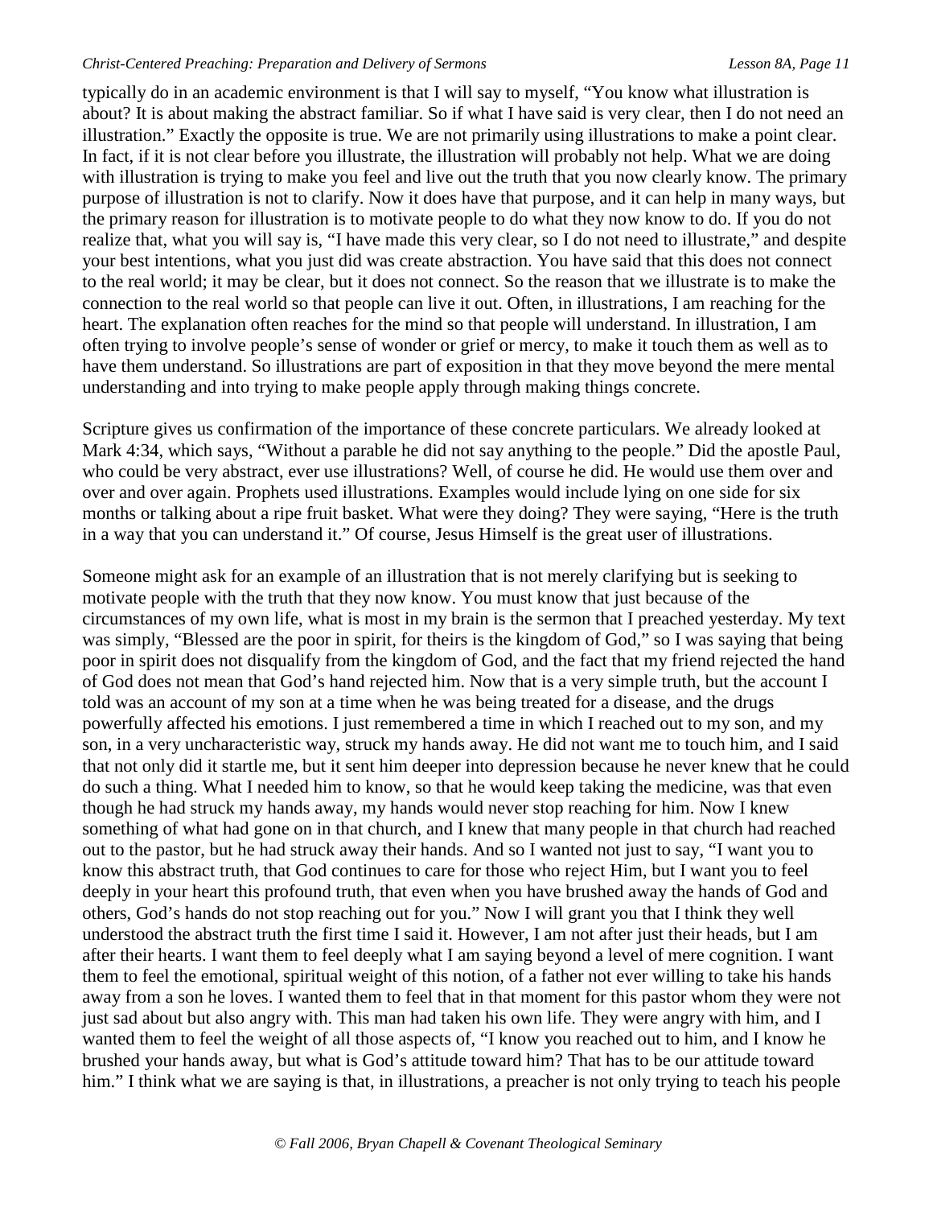typically do in an academic environment is that I will say to myself, "You know what illustration is about? It is about making the abstract familiar. So if what I have said is very clear, then I do not need an illustration." Exactly the opposite is true. We are not primarily using illustrations to make a point clear. In fact, if it is not clear before you illustrate, the illustration will probably not help. What we are doing with illustration is trying to make you feel and live out the truth that you now clearly know. The primary purpose of illustration is not to clarify. Now it does have that purpose, and it can help in many ways, but the primary reason for illustration is to motivate people to do what they now know to do. If you do not realize that, what you will say is, "I have made this very clear, so I do not need to illustrate," and despite your best intentions, what you just did was create abstraction. You have said that this does not connect to the real world; it may be clear, but it does not connect. So the reason that we illustrate is to make the connection to the real world so that people can live it out. Often, in illustrations, I am reaching for the heart. The explanation often reaches for the mind so that people will understand. In illustration, I am often trying to involve people's sense of wonder or grief or mercy, to make it touch them as well as to have them understand. So illustrations are part of exposition in that they move beyond the mere mental understanding and into trying to make people apply through making things concrete.

Scripture gives us confirmation of the importance of these concrete particulars. We already looked at Mark 4:34, which says, "Without a parable he did not say anything to the people." Did the apostle Paul, who could be very abstract, ever use illustrations? Well, of course he did. He would use them over and over and over again. Prophets used illustrations. Examples would include lying on one side for six months or talking about a ripe fruit basket. What were they doing? They were saying, "Here is the truth in a way that you can understand it." Of course, Jesus Himself is the great user of illustrations.

Someone might ask for an example of an illustration that is not merely clarifying but is seeking to motivate people with the truth that they now know. You must know that just because of the circumstances of my own life, what is most in my brain is the sermon that I preached yesterday. My text was simply, "Blessed are the poor in spirit, for theirs is the kingdom of God," so I was saying that being poor in spirit does not disqualify from the kingdom of God, and the fact that my friend rejected the hand of God does not mean that God's hand rejected him. Now that is a very simple truth, but the account I told was an account of my son at a time when he was being treated for a disease, and the drugs powerfully affected his emotions. I just remembered a time in which I reached out to my son, and my son, in a very uncharacteristic way, struck my hands away. He did not want me to touch him, and I said that not only did it startle me, but it sent him deeper into depression because he never knew that he could do such a thing. What I needed him to know, so that he would keep taking the medicine, was that even though he had struck my hands away, my hands would never stop reaching for him. Now I knew something of what had gone on in that church, and I knew that many people in that church had reached out to the pastor, but he had struck away their hands. And so I wanted not just to say, "I want you to know this abstract truth, that God continues to care for those who reject Him, but I want you to feel deeply in your heart this profound truth, that even when you have brushed away the hands of God and others, God's hands do not stop reaching out for you." Now I will grant you that I think they well understood the abstract truth the first time I said it. However, I am not after just their heads, but I am after their hearts. I want them to feel deeply what I am saying beyond a level of mere cognition. I want them to feel the emotional, spiritual weight of this notion, of a father not ever willing to take his hands away from a son he loves. I wanted them to feel that in that moment for this pastor whom they were not just sad about but also angry with. This man had taken his own life. They were angry with him, and I wanted them to feel the weight of all those aspects of, "I know you reached out to him, and I know he brushed your hands away, but what is God's attitude toward him? That has to be our attitude toward him." I think what we are saying is that, in illustrations, a preacher is not only trying to teach his people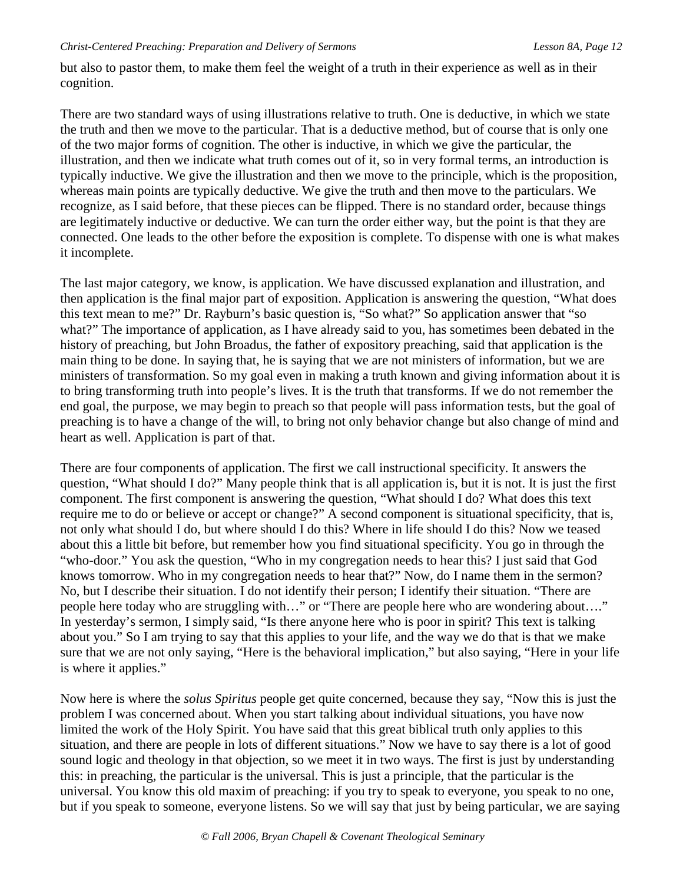but also to pastor them, to make them feel the weight of a truth in their experience as well as in their cognition.

There are two standard ways of using illustrations relative to truth. One is deductive, in which we state the truth and then we move to the particular. That is a deductive method, but of course that is only one of the two major forms of cognition. The other is inductive, in which we give the particular, the illustration, and then we indicate what truth comes out of it, so in very formal terms, an introduction is typically inductive. We give the illustration and then we move to the principle, which is the proposition, whereas main points are typically deductive. We give the truth and then move to the particulars. We recognize, as I said before, that these pieces can be flipped. There is no standard order, because things are legitimately inductive or deductive. We can turn the order either way, but the point is that they are connected. One leads to the other before the exposition is complete. To dispense with one is what makes it incomplete.

The last major category, we know, is application. We have discussed explanation and illustration, and then application is the final major part of exposition. Application is answering the question, "What does this text mean to me?" Dr. Rayburn's basic question is, "So what?" So application answer that "so what?" The importance of application, as I have already said to you, has sometimes been debated in the history of preaching, but John Broadus, the father of expository preaching, said that application is the main thing to be done. In saying that, he is saying that we are not ministers of information, but we are ministers of transformation. So my goal even in making a truth known and giving information about it is to bring transforming truth into people's lives. It is the truth that transforms. If we do not remember the end goal, the purpose, we may begin to preach so that people will pass information tests, but the goal of preaching is to have a change of the will, to bring not only behavior change but also change of mind and heart as well. Application is part of that.

There are four components of application. The first we call instructional specificity. It answers the question, "What should I do?" Many people think that is all application is, but it is not. It is just the first component. The first component is answering the question, "What should I do? What does this text require me to do or believe or accept or change?" A second component is situational specificity, that is, not only what should I do, but where should I do this? Where in life should I do this? Now we teased about this a little bit before, but remember how you find situational specificity. You go in through the "who-door." You ask the question, "Who in my congregation needs to hear this? I just said that God knows tomorrow. Who in my congregation needs to hear that?" Now, do I name them in the sermon? No, but I describe their situation. I do not identify their person; I identify their situation. "There are people here today who are struggling with…" or "There are people here who are wondering about…." In yesterday's sermon, I simply said, "Is there anyone here who is poor in spirit? This text is talking about you." So I am trying to say that this applies to your life, and the way we do that is that we make sure that we are not only saying, "Here is the behavioral implication," but also saying, "Here in your life is where it applies."

Now here is where the *solus Spiritus* people get quite concerned, because they say, "Now this is just the problem I was concerned about. When you start talking about individual situations, you have now limited the work of the Holy Spirit. You have said that this great biblical truth only applies to this situation, and there are people in lots of different situations." Now we have to say there is a lot of good sound logic and theology in that objection, so we meet it in two ways. The first is just by understanding this: in preaching, the particular is the universal. This is just a principle, that the particular is the universal. You know this old maxim of preaching: if you try to speak to everyone, you speak to no one, but if you speak to someone, everyone listens. So we will say that just by being particular, we are saying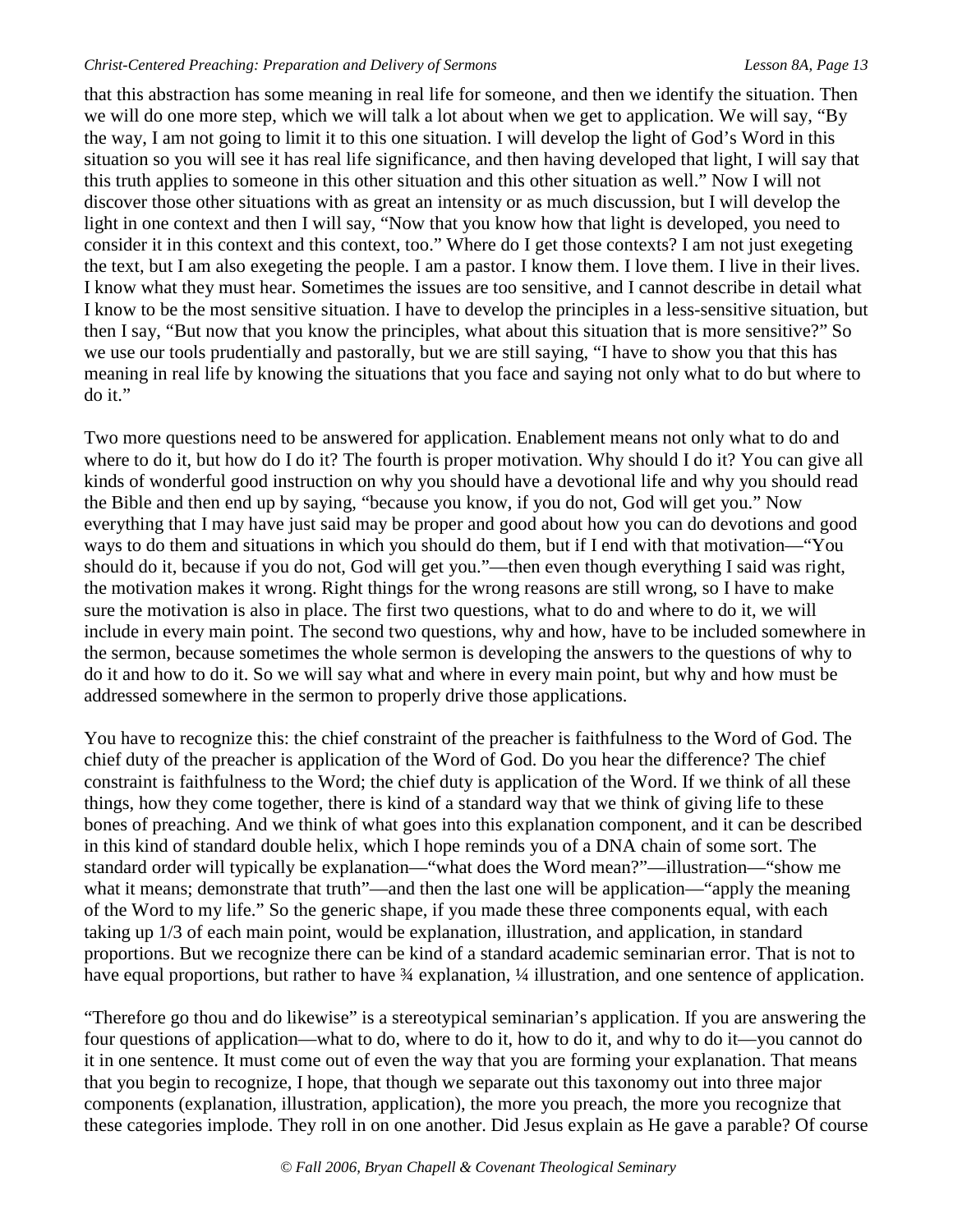that this abstraction has some meaning in real life for someone, and then we identify the situation. Then we will do one more step, which we will talk a lot about when we get to application. We will say, "By the way, I am not going to limit it to this one situation. I will develop the light of God's Word in this situation so you will see it has real life significance, and then having developed that light, I will say that this truth applies to someone in this other situation and this other situation as well." Now I will not discover those other situations with as great an intensity or as much discussion, but I will develop the light in one context and then I will say, "Now that you know how that light is developed, you need to consider it in this context and this context, too." Where do I get those contexts? I am not just exegeting the text, but I am also exegeting the people. I am a pastor. I know them. I love them. I live in their lives. I know what they must hear. Sometimes the issues are too sensitive, and I cannot describe in detail what I know to be the most sensitive situation. I have to develop the principles in a less-sensitive situation, but then I say, "But now that you know the principles, what about this situation that is more sensitive?" So we use our tools prudentially and pastorally, but we are still saying, "I have to show you that this has meaning in real life by knowing the situations that you face and saying not only what to do but where to do it."

Two more questions need to be answered for application. Enablement means not only what to do and where to do it, but how do I do it? The fourth is proper motivation. Why should I do it? You can give all kinds of wonderful good instruction on why you should have a devotional life and why you should read the Bible and then end up by saying, "because you know, if you do not, God will get you." Now everything that I may have just said may be proper and good about how you can do devotions and good ways to do them and situations in which you should do them, but if I end with that motivation—"You should do it, because if you do not, God will get you."—then even though everything I said was right, the motivation makes it wrong. Right things for the wrong reasons are still wrong, so I have to make sure the motivation is also in place. The first two questions, what to do and where to do it, we will include in every main point. The second two questions, why and how, have to be included somewhere in the sermon, because sometimes the whole sermon is developing the answers to the questions of why to do it and how to do it. So we will say what and where in every main point, but why and how must be addressed somewhere in the sermon to properly drive those applications.

You have to recognize this: the chief constraint of the preacher is faithfulness to the Word of God. The chief duty of the preacher is application of the Word of God. Do you hear the difference? The chief constraint is faithfulness to the Word; the chief duty is application of the Word. If we think of all these things, how they come together, there is kind of a standard way that we think of giving life to these bones of preaching. And we think of what goes into this explanation component, and it can be described in this kind of standard double helix, which I hope reminds you of a DNA chain of some sort. The standard order will typically be explanation—"what does the Word mean?"—illustration—"show me what it means; demonstrate that truth"—and then the last one will be application—"apply the meaning of the Word to my life." So the generic shape, if you made these three components equal, with each taking up 1/3 of each main point, would be explanation, illustration, and application, in standard proportions. But we recognize there can be kind of a standard academic seminarian error. That is not to have equal proportions, but rather to have ¾ explanation, ¼ illustration, and one sentence of application.

"Therefore go thou and do likewise" is a stereotypical seminarian's application. If you are answering the four questions of application—what to do, where to do it, how to do it, and why to do it—you cannot do it in one sentence. It must come out of even the way that you are forming your explanation. That means that you begin to recognize, I hope, that though we separate out this taxonomy out into three major components (explanation, illustration, application), the more you preach, the more you recognize that these categories implode. They roll in on one another. Did Jesus explain as He gave a parable? Of course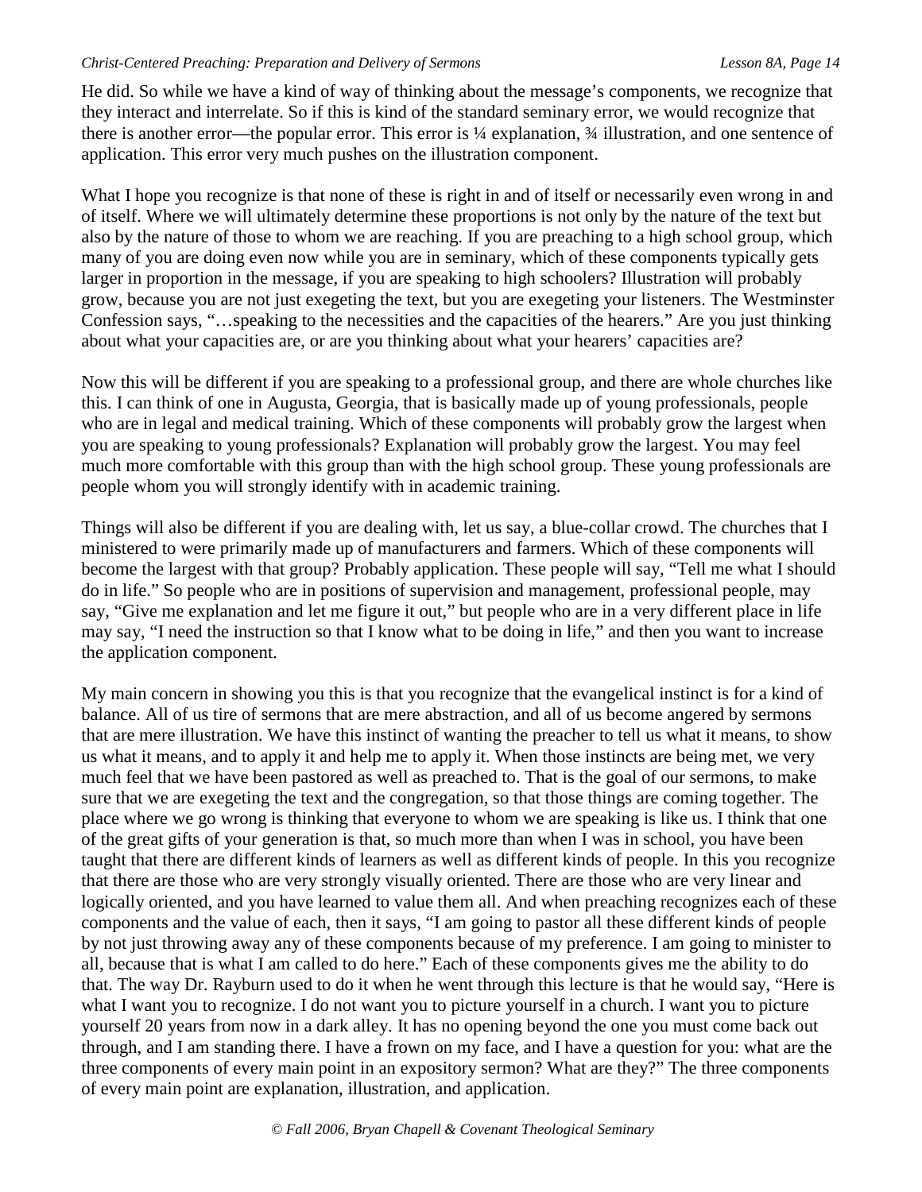He did. So while we have a kind of way of thinking about the message's components, we recognize that they interact and interrelate. So if this is kind of the standard seminary error, we would recognize that there is another error—the popular error. This error is ¼ explanation, ¾ illustration, and one sentence of application. This error very much pushes on the illustration component.

What I hope you recognize is that none of these is right in and of itself or necessarily even wrong in and of itself. Where we will ultimately determine these proportions is not only by the nature of the text but also by the nature of those to whom we are reaching. If you are preaching to a high school group, which many of you are doing even now while you are in seminary, which of these components typically gets larger in proportion in the message, if you are speaking to high schoolers? Illustration will probably grow, because you are not just exegeting the text, but you are exegeting your listeners. The Westminster Confession says, "…speaking to the necessities and the capacities of the hearers." Are you just thinking about what your capacities are, or are you thinking about what your hearers' capacities are?

Now this will be different if you are speaking to a professional group, and there are whole churches like this. I can think of one in Augusta, Georgia, that is basically made up of young professionals, people who are in legal and medical training. Which of these components will probably grow the largest when you are speaking to young professionals? Explanation will probably grow the largest. You may feel much more comfortable with this group than with the high school group. These young professionals are people whom you will strongly identify with in academic training.

Things will also be different if you are dealing with, let us say, a blue-collar crowd. The churches that I ministered to were primarily made up of manufacturers and farmers. Which of these components will become the largest with that group? Probably application. These people will say, "Tell me what I should do in life." So people who are in positions of supervision and management, professional people, may say, "Give me explanation and let me figure it out," but people who are in a very different place in life may say, "I need the instruction so that I know what to be doing in life," and then you want to increase the application component.

My main concern in showing you this is that you recognize that the evangelical instinct is for a kind of balance. All of us tire of sermons that are mere abstraction, and all of us become angered by sermons that are mere illustration. We have this instinct of wanting the preacher to tell us what it means, to show us what it means, and to apply it and help me to apply it. When those instincts are being met, we very much feel that we have been pastored as well as preached to. That is the goal of our sermons, to make sure that we are exegeting the text and the congregation, so that those things are coming together. The place where we go wrong is thinking that everyone to whom we are speaking is like us. I think that one of the great gifts of your generation is that, so much more than when I was in school, you have been taught that there are different kinds of learners as well as different kinds of people. In this you recognize that there are those who are very strongly visually oriented. There are those who are very linear and logically oriented, and you have learned to value them all. And when preaching recognizes each of these components and the value of each, then it says, "I am going to pastor all these different kinds of people by not just throwing away any of these components because of my preference. I am going to minister to all, because that is what I am called to do here." Each of these components gives me the ability to do that. The way Dr. Rayburn used to do it when he went through this lecture is that he would say, "Here is what I want you to recognize. I do not want you to picture yourself in a church. I want you to picture yourself 20 years from now in a dark alley. It has no opening beyond the one you must come back out through, and I am standing there. I have a frown on my face, and I have a question for you: what are the three components of every main point in an expository sermon? What are they?" The three components of every main point are explanation, illustration, and application.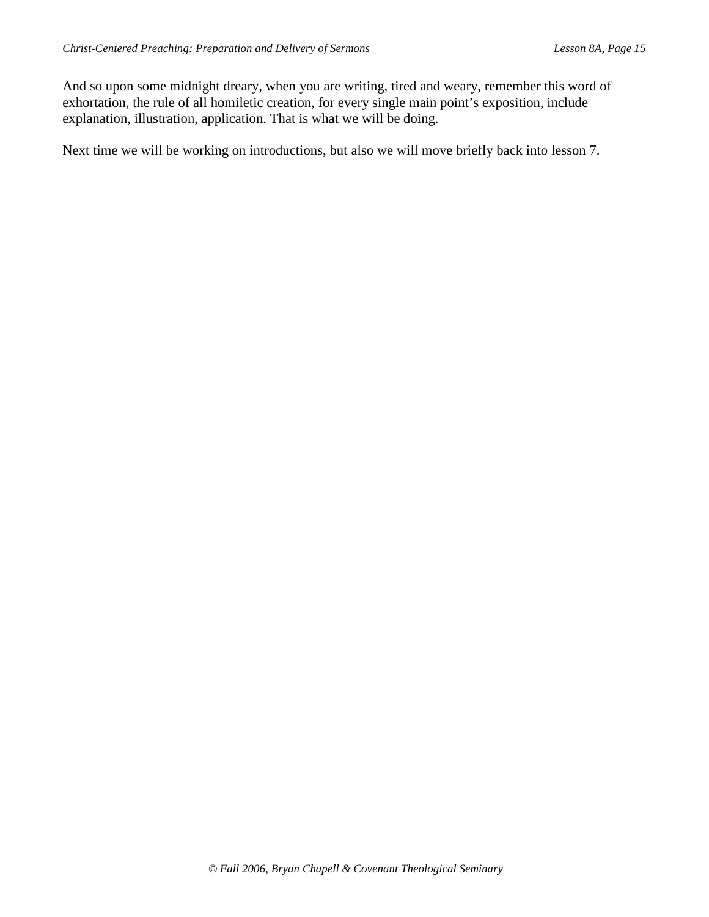And so upon some midnight dreary, when you are writing, tired and weary, remember this word of exhortation, the rule of all homiletic creation, for every single main point's exposition, include explanation, illustration, application. That is what we will be doing.

Next time we will be working on introductions, but also we will move briefly back into lesson 7.